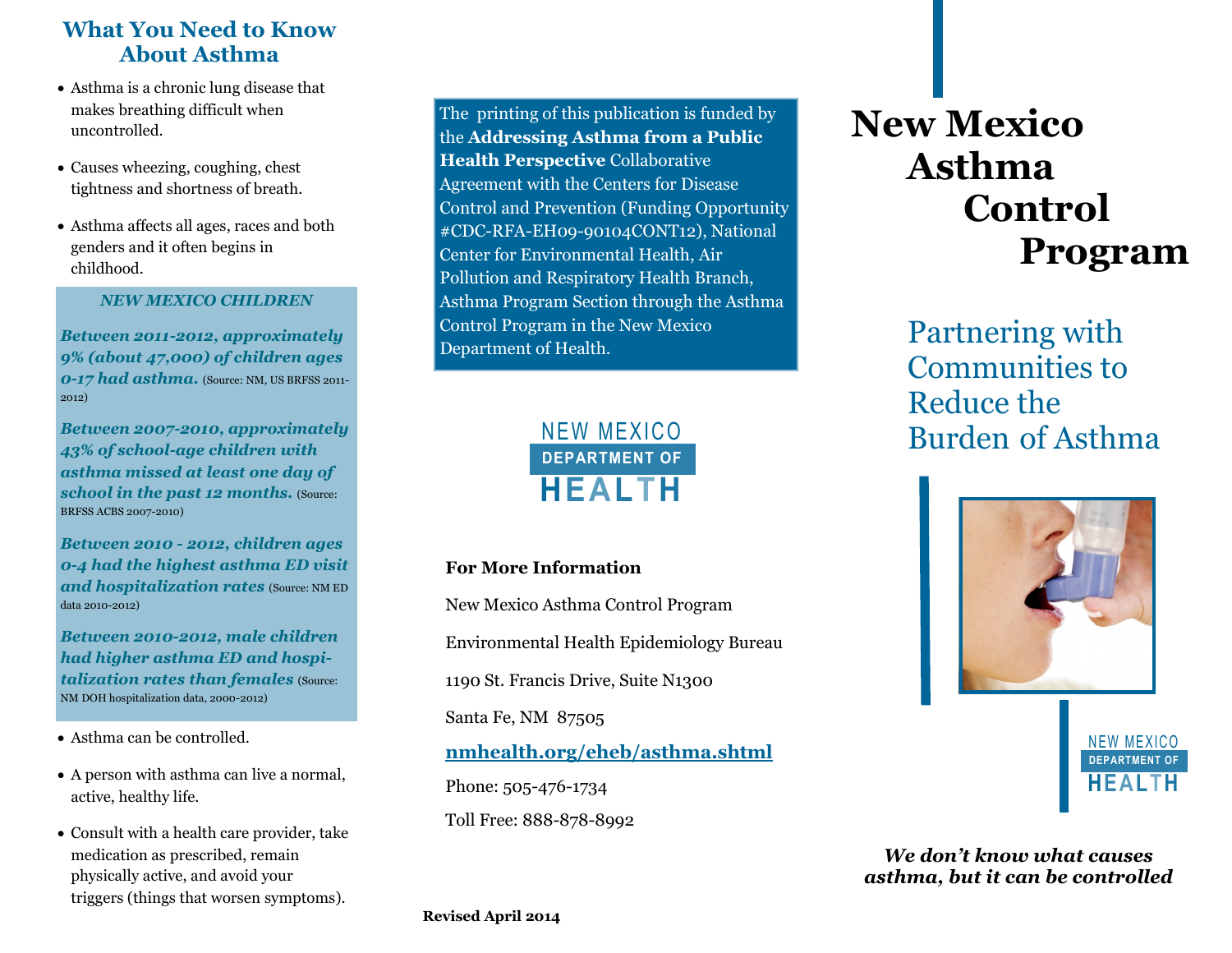## What You Need to Know About Asthma

- Asthma is a chronic lung disease that makes breathing difficult when uncontrolled.
- Causes wheezing, coughing, chest tightness and shortness of breath.
- Asthma affects all ages, races and both genders and it often begins in childhood.

***NEW MEXICO CHILDREN***

***Between 2011-2012, approximately 9% (about 47,000) of children ages 0-17 had asthma.*** (Source: NM, US BRFSS 2011-2012)

***Between 2007-2010, approximately 43% of school-age children with asthma missed at least one day of school in the past 12 months.*** (Source: BRFSS ACBS 2007-2010)

***Between 2010 - 2012, children ages 0-4 had the highest asthma ED visit and hospitalization rates*** (Source: NM ED data 2010-2012)

***Between 2010-2012, male children had higher asthma ED and hospitalization rates than females*** (Source: NM DOH hospitalization data, 2000-2012)

- Asthma can be controlled.
- A person with asthma can live a normal, active, healthy life.
- Consult with a health care provider, take medication as prescribed, remain physically active, and avoid your triggers (things that worsen symptoms).

The printing of this publication is funded by the **Addressing Asthma from a Public Health Perspective** Collaborative Agreement with the Centers for Disease Control and Prevention (Funding Opportunity #CDC-RFA-EH09-90104CONT12), National Center for Environmental Health, Air Pollution and Respiratory Health Branch, Asthma Program Section through the Asthma Control Program in the New Mexico Department of Health.

NEW MEXICO DEPARTMENT OF HEALTH

**For More Information**

New Mexico Asthma Control Program

Environmental Health Epidemiology Bureau

1190 St. Francis Drive, Suite N1300

Santa Fe, NM 87505

**nmhealth.org/eheb/asthma.shtml**

Phone: 505-476-1734

Toll Free: 888-878-8992

**Revised April 2014**

# New Mexico Asthma Control Program

## Partnering with Communities to Reduce the Burden of Asthma

NEW MEXICO DEPARTMENT OF HEALTH

***We don't know what causes asthma, but it can be controlled***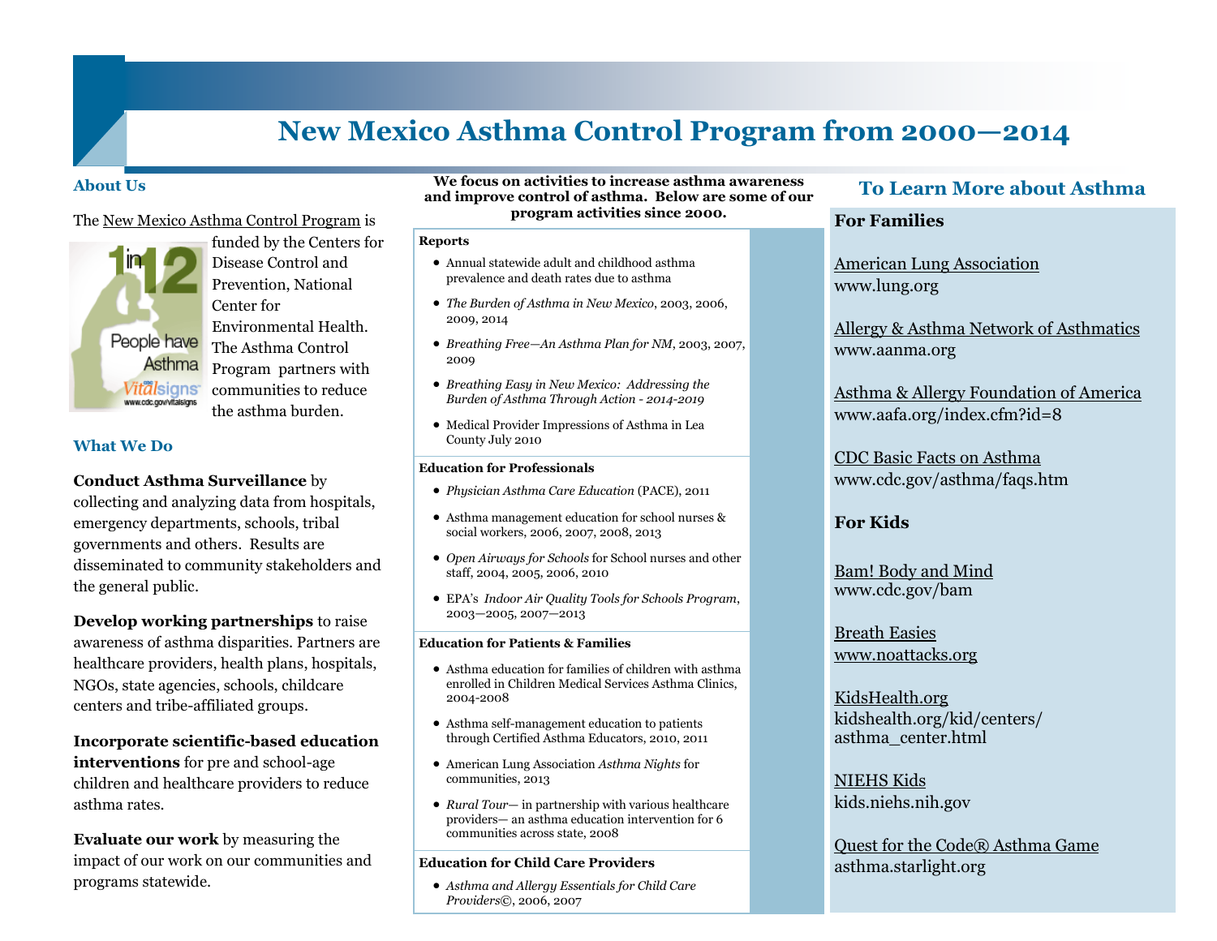# New Mexico Asthma Control Program from 2000—2014

### About Us

The New Mexico Asthma Control Program is funded by the Centers for Disease Control and Prevention, National Center for Environmental Health. The Asthma Control Program partners with communities to reduce the asthma burden.

### What We Do

**Conduct Asthma Surveillance** by collecting and analyzing data from hospitals, emergency departments, schools, tribal governments and others. Results are disseminated to community stakeholders and the general public.

**Develop working partnerships** to raise awareness of asthma disparities. Partners are healthcare providers, health plans, hospitals, NGOs, state agencies, schools, childcare centers and tribe-affiliated groups.

**Incorporate scientific-based education interventions** for pre and school-age children and healthcare providers to reduce asthma rates.

**Evaluate our work** by measuring the impact of our work on our communities and programs statewide.

**We focus on activities to increase asthma awareness and improve control of asthma. Below are some of our program activities since 2000.**

**Reports**

- Annual statewide adult and childhood asthma prevalence and death rates due to asthma
- *The Burden of Asthma in New Mexico*, 2003, 2006, 2009, 2014
- *Breathing Free—An Asthma Plan for NM*, 2003, 2007, 2009
- *Breathing Easy in New Mexico: Addressing the Burden of Asthma Through Action - 2014-2019*
- Medical Provider Impressions of Asthma in Lea County July 2010

**Education for Professionals**

- *Physician Asthma Care Education* (PACE), 2011
- Asthma management education for school nurses & social workers, 2006, 2007, 2008, 2013
- *Open Airways for Schools* for School nurses and other staff, 2004, 2005, 2006, 2010
- EPA's *Indoor Air Quality Tools for Schools Program*, 2003—2005, 2007—2013

**Education for Patients & Families**

- Asthma education for families of children with asthma enrolled in Children Medical Services Asthma Clinics, 2004-2008
- Asthma self-management education to patients through Certified Asthma Educators, 2010, 2011
- American Lung Association *Asthma Nights* for communities, 2013
- *Rural Tour*— in partnership with various healthcare providers— an asthma education intervention for 6 communities across state, 2008

**Education for Child Care Providers**

- *Asthma and Allergy Essentials for Child Care Providers©*, 2006, 2007

## To Learn More about Asthma

### For Families

American Lung Association
www.lung.org

Allergy & Asthma Network of Asthmatics
www.aanma.org

Asthma & Allergy Foundation of America
www.aafa.org/index.cfm?id=8

CDC Basic Facts on Asthma
www.cdc.gov/asthma/faqs.htm

### For Kids

Bam! Body and Mind
www.cdc.gov/bam

Breath Easies
www.noattacks.org

KidsHealth.org
kidshealth.org/kid/centers/asthma_center.html

NIEHS Kids
kids.niehs.nih.gov

Quest for the Code® Asthma Game
asthma.starlight.org